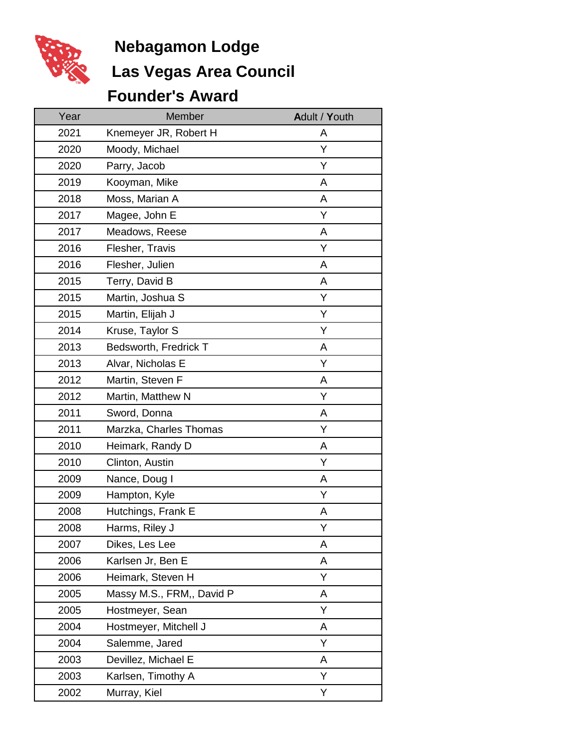# Nebagamon Lodge

## Las Vegas Area Council

## Founder's Award

| Year | Member | Adult / Youth |
|---|---|---|
| 2021 | Knemeyer JR, Robert H | A |
| 2020 | Moody, Michael | Y |
| 2020 | Parry, Jacob | Y |
| 2019 | Kooyman, Mike | A |
| 2018 | Moss, Marian A | A |
| 2017 | Magee, John E | Y |
| 2017 | Meadows, Reese | A |
| 2016 | Flesher, Travis | Y |
| 2016 | Flesher, Julien | A |
| 2015 | Terry, David B | A |
| 2015 | Martin, Joshua S | Y |
| 2015 | Martin, Elijah J | Y |
| 2014 | Kruse, Taylor S | Y |
| 2013 | Bedsworth, Fredrick T | A |
| 2013 | Alvar, Nicholas E | Y |
| 2012 | Martin, Steven F | A |
| 2012 | Martin, Matthew N | Y |
| 2011 | Sword, Donna | A |
| 2011 | Marzka, Charles Thomas | Y |
| 2010 | Heimark, Randy D | A |
| 2010 | Clinton, Austin | Y |
| 2009 | Nance, Doug I | A |
| 2009 | Hampton, Kyle | Y |
| 2008 | Hutchings, Frank E | A |
| 2008 | Harms, Riley J | Y |
| 2007 | Dikes, Les Lee | A |
| 2006 | Karlsen Jr, Ben E | A |
| 2006 | Heimark, Steven H | Y |
| 2005 | Massy M.S., FRM,, David P | A |
| 2005 | Hostmeyer, Sean | Y |
| 2004 | Hostmeyer, Mitchell J | A |
| 2004 | Salemme, Jared | Y |
| 2003 | Devillez, Michael E | A |
| 2003 | Karlsen, Timothy A | Y |
| 2002 | Murray, Kiel | Y |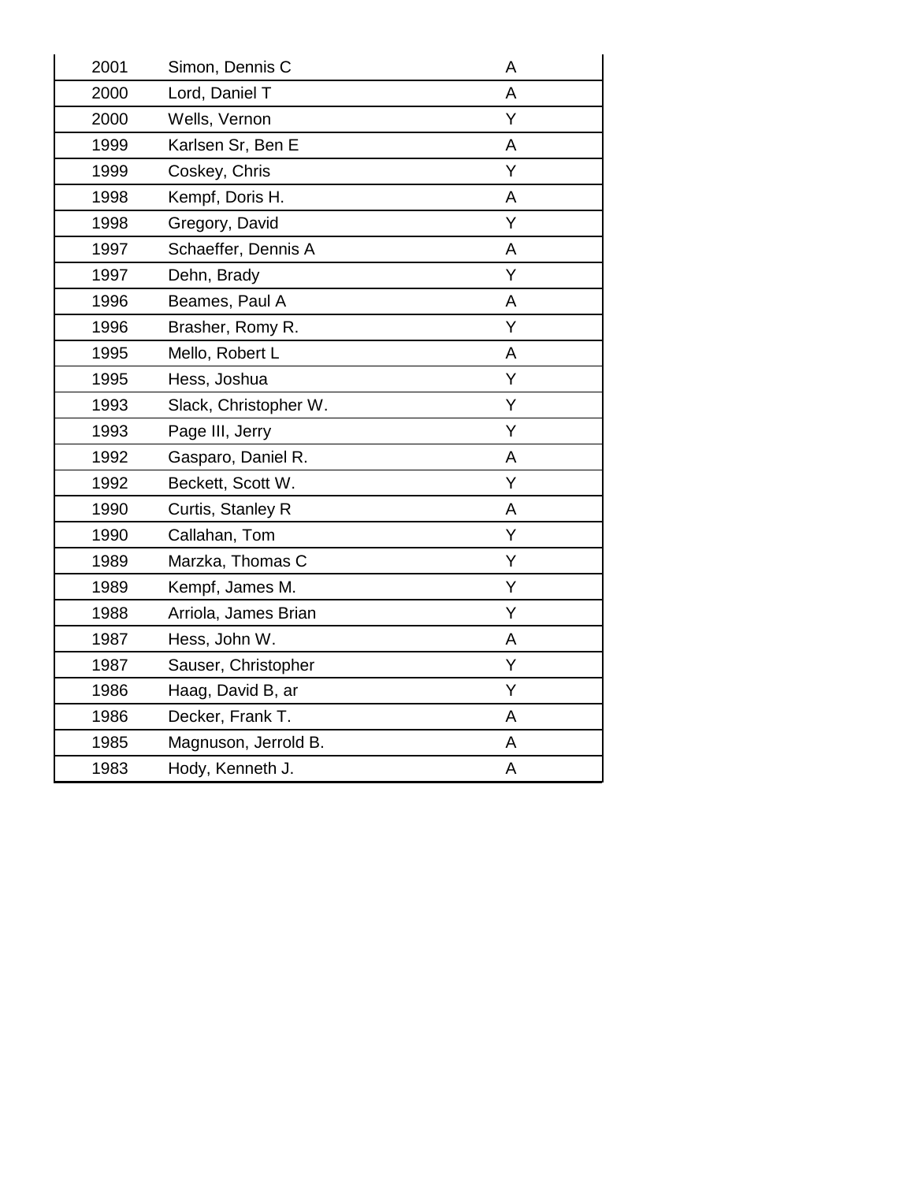| | | |
|---|---|---|
| 2001 | Simon, Dennis C | A |
| 2000 | Lord, Daniel T | A |
| 2000 | Wells, Vernon | Y |
| 1999 | Karlsen Sr, Ben E | A |
| 1999 | Coskey, Chris | Y |
| 1998 | Kempf, Doris H. | A |
| 1998 | Gregory, David | Y |
| 1997 | Schaeffer, Dennis A | A |
| 1997 | Dehn, Brady | Y |
| 1996 | Beames, Paul A | A |
| 1996 | Brasher, Romy R. | Y |
| 1995 | Mello, Robert L | A |
| 1995 | Hess, Joshua | Y |
| 1993 | Slack, Christopher W. | Y |
| 1993 | Page III, Jerry | Y |
| 1992 | Gasparo, Daniel R. | A |
| 1992 | Beckett, Scott W. | Y |
| 1990 | Curtis, Stanley R | A |
| 1990 | Callahan, Tom | Y |
| 1989 | Marzka, Thomas C | Y |
| 1989 | Kempf, James M. | Y |
| 1988 | Arriola, James Brian | Y |
| 1987 | Hess, John W. | A |
| 1987 | Sauser, Christopher | Y |
| 1986 | Haag, David B, ar | Y |
| 1986 | Decker, Frank T. | A |
| 1985 | Magnuson, Jerrold B. | A |
| 1983 | Hody, Kenneth J. | A |